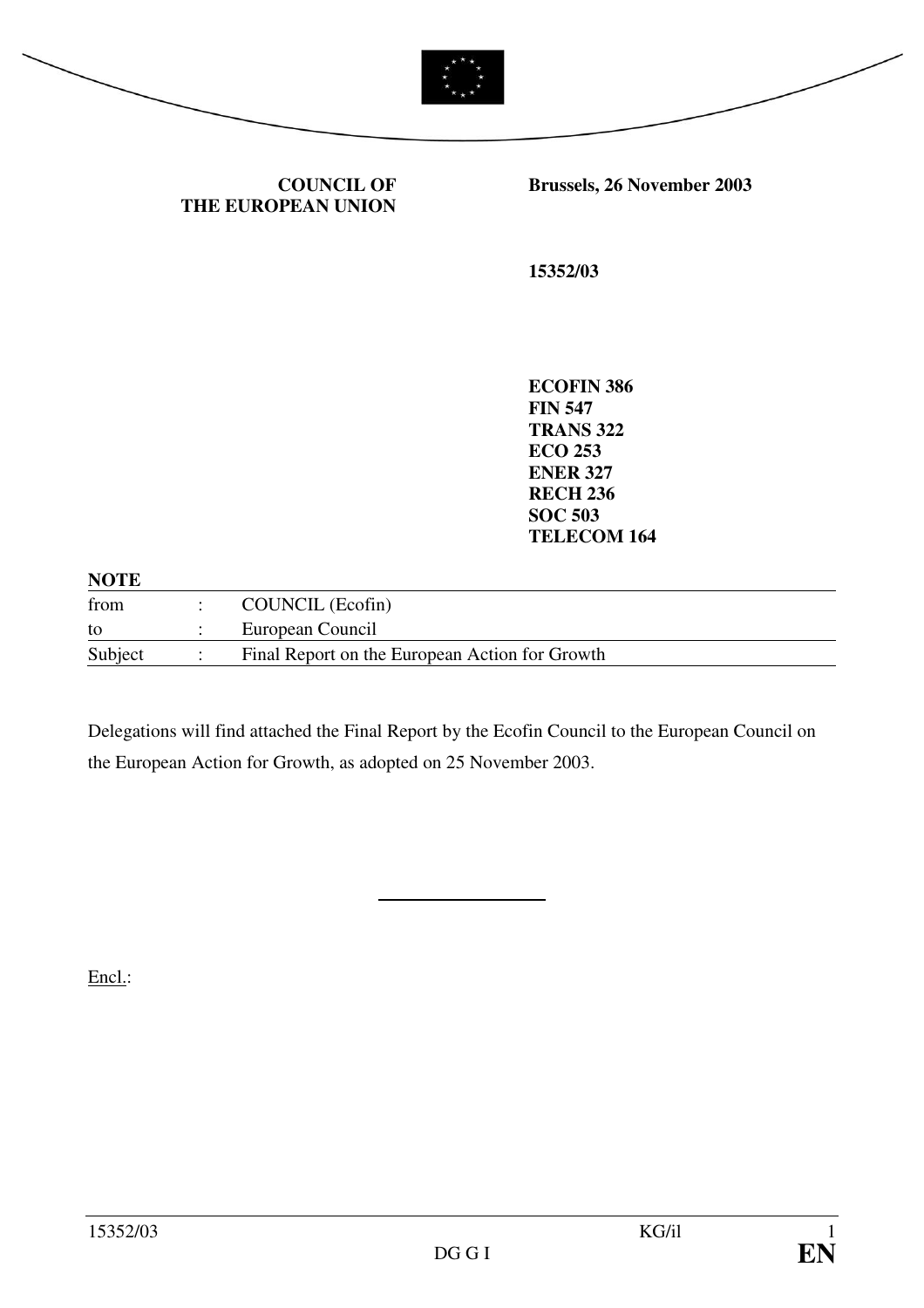**COUNCIL OF THE EUROPEAN UNION**

**Brussels, 26 November 2003**

**15352/03**

**ECOFIN 386**
**FIN 547**
**TRANS 322**
**ECO 253**
**ENER 327**
**RECH 236**
**SOC 503**
**TELECOM 164**

**NOTE**

| | | |
|---|---|---|
| from | : | COUNCIL (Ecofin) |
| to | : | European Council |
| Subject | : | Final Report on the European Action for Growth |

Delegations will find attached the Final Report by the Ecofin Council to the European Council on the European Action for Growth, as adopted on 25 November 2003.

---

Encl.: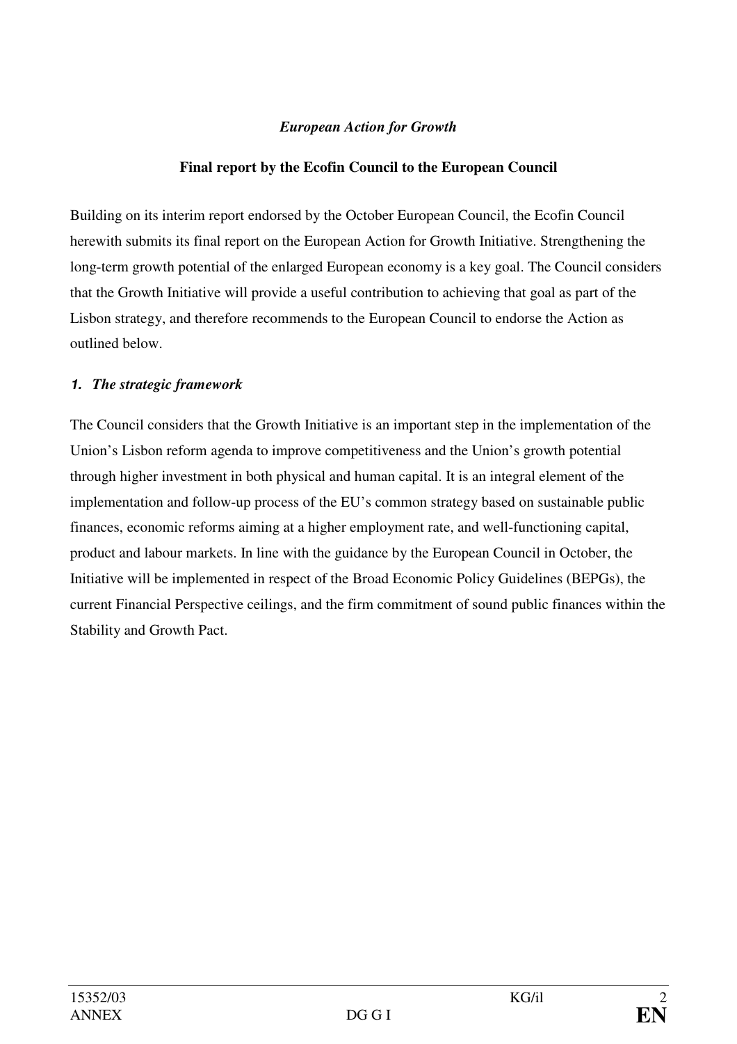*European Action for Growth*

**Final report by the Ecofin Council to the European Council**

Building on its interim report endorsed by the October European Council, the Ecofin Council herewith submits its final report on the European Action for Growth Initiative. Strengthening the long-term growth potential of the enlarged European economy is a key goal. The Council considers that the Growth Initiative will provide a useful contribution to achieving that goal as part of the Lisbon strategy, and therefore recommends to the European Council to endorse the Action as outlined below.

## *1. The strategic framework*

The Council considers that the Growth Initiative is an important step in the implementation of the Union's Lisbon reform agenda to improve competitiveness and the Union's growth potential through higher investment in both physical and human capital. It is an integral element of the implementation and follow-up process of the EU's common strategy based on sustainable public finances, economic reforms aiming at a higher employment rate, and well-functioning capital, product and labour markets. In line with the guidance by the European Council in October, the Initiative will be implemented in respect of the Broad Economic Policy Guidelines (BEPGs), the current Financial Perspective ceilings, and the firm commitment of sound public finances within the Stability and Growth Pact.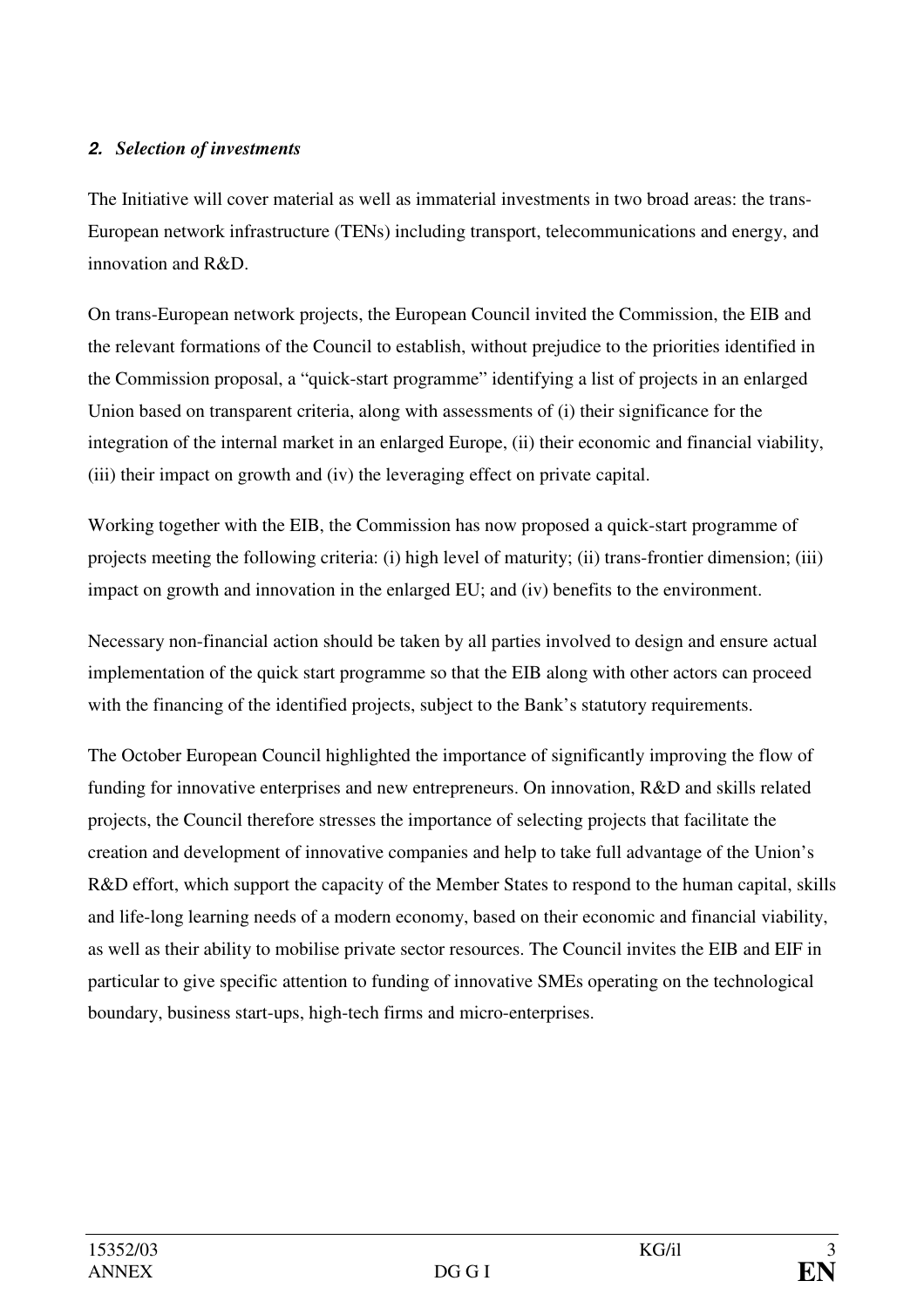### *2. Selection of investments*

The Initiative will cover material as well as immaterial investments in two broad areas: the trans-European network infrastructure (TENs) including transport, telecommunications and energy, and innovation and R&D.

On trans-European network projects, the European Council invited the Commission, the EIB and the relevant formations of the Council to establish, without prejudice to the priorities identified in the Commission proposal, a "quick-start programme" identifying a list of projects in an enlarged Union based on transparent criteria, along with assessments of (i) their significance for the integration of the internal market in an enlarged Europe, (ii) their economic and financial viability, (iii) their impact on growth and (iv) the leveraging effect on private capital.

Working together with the EIB, the Commission has now proposed a quick-start programme of projects meeting the following criteria: (i) high level of maturity; (ii) trans-frontier dimension; (iii) impact on growth and innovation in the enlarged EU; and (iv) benefits to the environment.

Necessary non-financial action should be taken by all parties involved to design and ensure actual implementation of the quick start programme so that the EIB along with other actors can proceed with the financing of the identified projects, subject to the Bank's statutory requirements.

The October European Council highlighted the importance of significantly improving the flow of funding for innovative enterprises and new entrepreneurs. On innovation, R&D and skills related projects, the Council therefore stresses the importance of selecting projects that facilitate the creation and development of innovative companies and help to take full advantage of the Union's R&D effort, which support the capacity of the Member States to respond to the human capital, skills and life-long learning needs of a modern economy, based on their economic and financial viability, as well as their ability to mobilise private sector resources. The Council invites the EIB and EIF in particular to give specific attention to funding of innovative SMEs operating on the technological boundary, business start-ups, high-tech firms and micro-enterprises.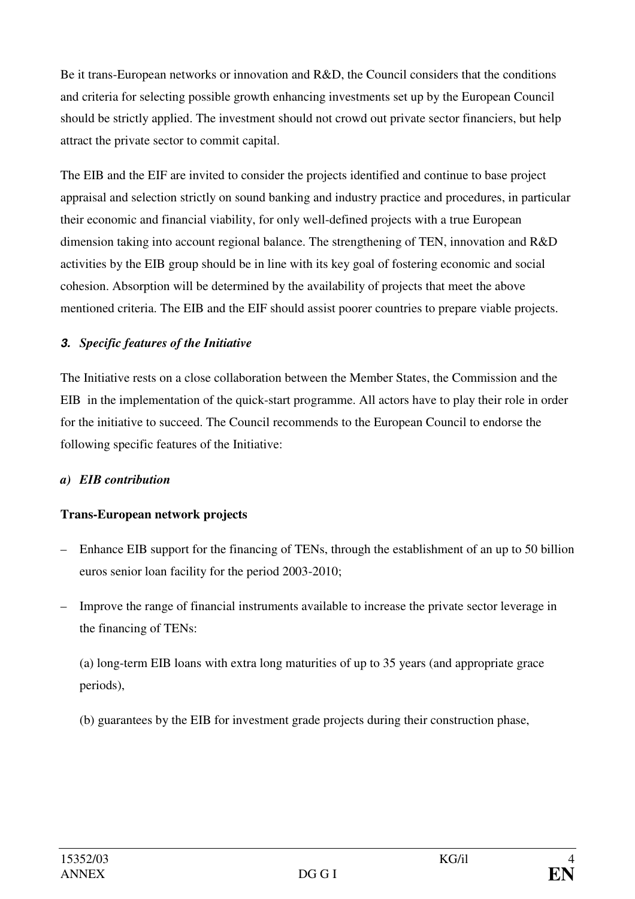Be it trans-European networks or innovation and R&D, the Council considers that the conditions and criteria for selecting possible growth enhancing investments set up by the European Council should be strictly applied. The investment should not crowd out private sector financiers, but help attract the private sector to commit capital.

The EIB and the EIF are invited to consider the projects identified and continue to base project appraisal and selection strictly on sound banking and industry practice and procedures, in particular their economic and financial viability, for only well-defined projects with a true European dimension taking into account regional balance. The strengthening of TEN, innovation and R&D activities by the EIB group should be in line with its key goal of fostering economic and social cohesion. Absorption will be determined by the availability of projects that meet the above mentioned criteria. The EIB and the EIF should assist poorer countries to prepare viable projects.

### *3. Specific features of the Initiative*

The Initiative rests on a close collaboration between the Member States, the Commission and the EIB in the implementation of the quick-start programme. All actors have to play their role in order for the initiative to succeed. The Council recommends to the European Council to endorse the following specific features of the Initiative:

#### *a) EIB contribution*

**Trans-European network projects**

- Enhance EIB support for the financing of TENs, through the establishment of an up to 50 billion euros senior loan facility for the period 2003-2010;
- Improve the range of financial instruments available to increase the private sector leverage in the financing of TENs:

  (a) long-term EIB loans with extra long maturities of up to 35 years (and appropriate grace periods),

  (b) guarantees by the EIB for investment grade projects during their construction phase,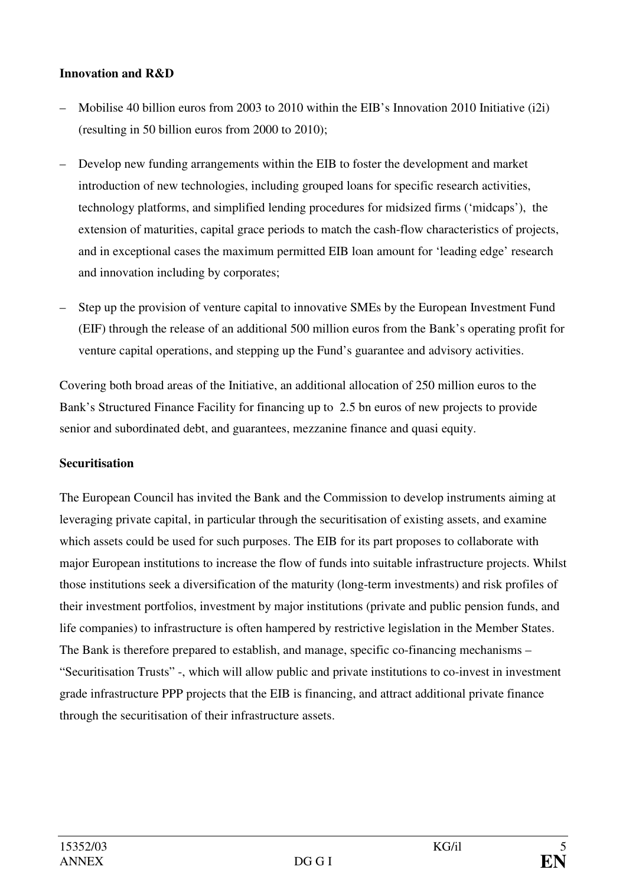**Innovation and R&D**

– Mobilise 40 billion euros from 2003 to 2010 within the EIB's Innovation 2010 Initiative (i2i) (resulting in 50 billion euros from 2000 to 2010);

– Develop new funding arrangements within the EIB to foster the development and market introduction of new technologies, including grouped loans for specific research activities, technology platforms, and simplified lending procedures for midsized firms ('midcaps'), the extension of maturities, capital grace periods to match the cash-flow characteristics of projects, and in exceptional cases the maximum permitted EIB loan amount for 'leading edge' research and innovation including by corporates;

– Step up the provision of venture capital to innovative SMEs by the European Investment Fund (EIF) through the release of an additional 500 million euros from the Bank's operating profit for venture capital operations, and stepping up the Fund's guarantee and advisory activities.

Covering both broad areas of the Initiative, an additional allocation of 250 million euros to the Bank's Structured Finance Facility for financing up to 2.5 bn euros of new projects to provide senior and subordinated debt, and guarantees, mezzanine finance and quasi equity.

**Securitisation**

The European Council has invited the Bank and the Commission to develop instruments aiming at leveraging private capital, in particular through the securitisation of existing assets, and examine which assets could be used for such purposes. The EIB for its part proposes to collaborate with major European institutions to increase the flow of funds into suitable infrastructure projects. Whilst those institutions seek a diversification of the maturity (long-term investments) and risk profiles of their investment portfolios, investment by major institutions (private and public pension funds, and life companies) to infrastructure is often hampered by restrictive legislation in the Member States. The Bank is therefore prepared to establish, and manage, specific co-financing mechanisms – "Securitisation Trusts" -, which will allow public and private institutions to co-invest in investment grade infrastructure PPP projects that the EIB is financing, and attract additional private finance through the securitisation of their infrastructure assets.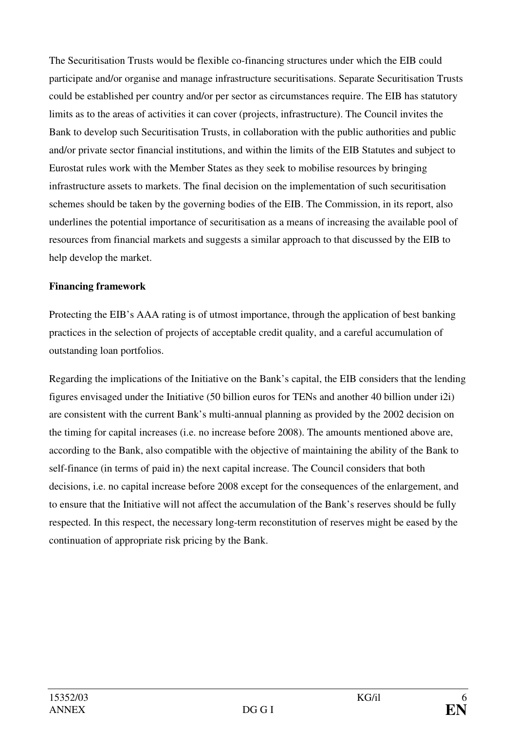The Securitisation Trusts would be flexible co-financing structures under which the EIB could participate and/or organise and manage infrastructure securitisations. Separate Securitisation Trusts could be established per country and/or per sector as circumstances require. The EIB has statutory limits as to the areas of activities it can cover (projects, infrastructure). The Council invites the Bank to develop such Securitisation Trusts, in collaboration with the public authorities and public and/or private sector financial institutions, and within the limits of the EIB Statutes and subject to Eurostat rules work with the Member States as they seek to mobilise resources by bringing infrastructure assets to markets. The final decision on the implementation of such securitisation schemes should be taken by the governing bodies of the EIB. The Commission, in its report, also underlines the potential importance of securitisation as a means of increasing the available pool of resources from financial markets and suggests a similar approach to that discussed by the EIB to help develop the market.

**Financing framework**

Protecting the EIB's AAA rating is of utmost importance, through the application of best banking practices in the selection of projects of acceptable credit quality, and a careful accumulation of outstanding loan portfolios.

Regarding the implications of the Initiative on the Bank's capital, the EIB considers that the lending figures envisaged under the Initiative (50 billion euros for TENs and another 40 billion under i2i) are consistent with the current Bank's multi-annual planning as provided by the 2002 decision on the timing for capital increases (i.e. no increase before 2008). The amounts mentioned above are, according to the Bank, also compatible with the objective of maintaining the ability of the Bank to self-finance (in terms of paid in) the next capital increase. The Council considers that both decisions, i.e. no capital increase before 2008 except for the consequences of the enlargement, and to ensure that the Initiative will not affect the accumulation of the Bank's reserves should be fully respected. In this respect, the necessary long-term reconstitution of reserves might be eased by the continuation of appropriate risk pricing by the Bank.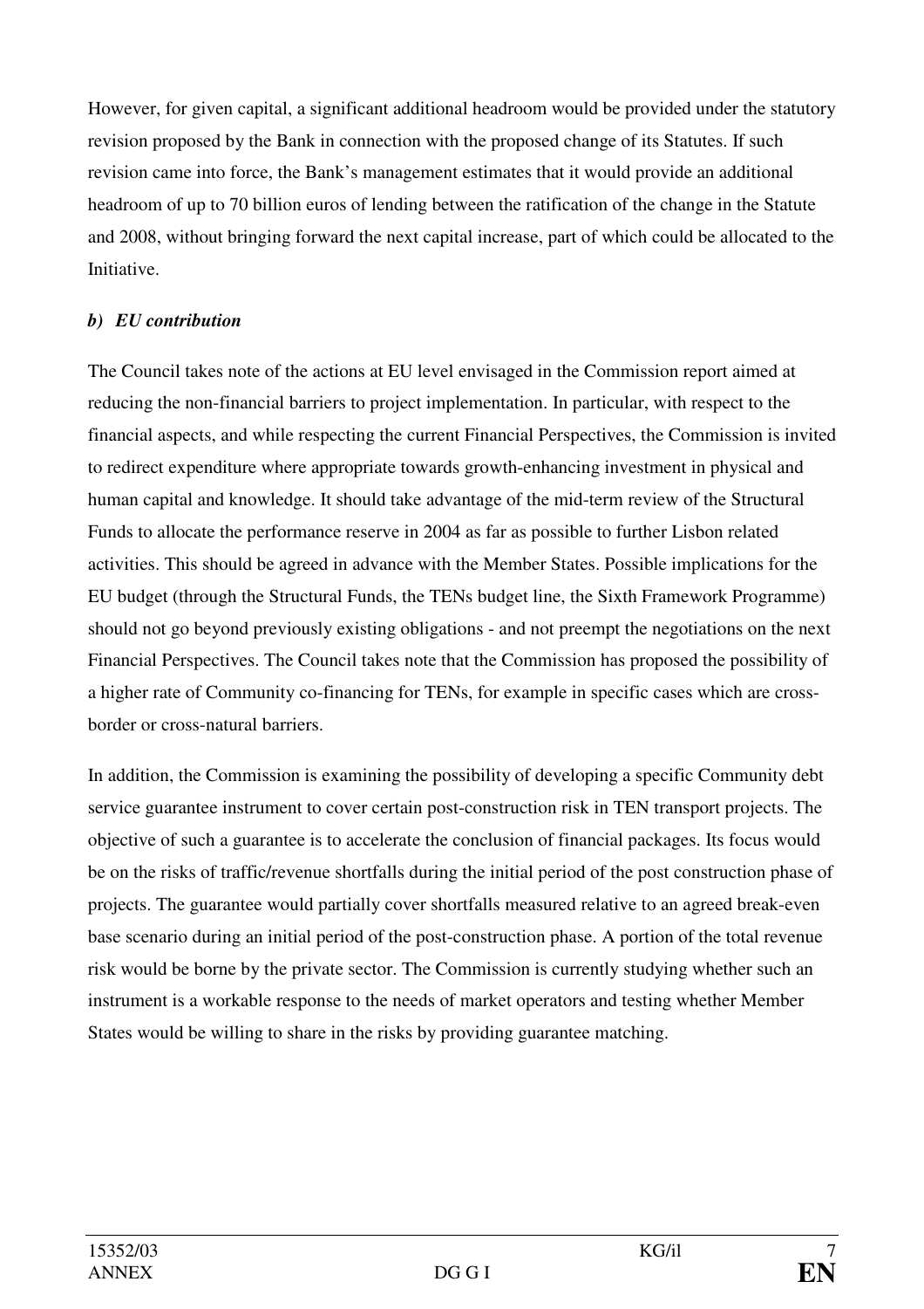However, for given capital, a significant additional headroom would be provided under the statutory revision proposed by the Bank in connection with the proposed change of its Statutes. If such revision came into force, the Bank's management estimates that it would provide an additional headroom of up to 70 billion euros of lending between the ratification of the change in the Statute and 2008, without bringing forward the next capital increase, part of which could be allocated to the Initiative.

***b) EU contribution***

The Council takes note of the actions at EU level envisaged in the Commission report aimed at reducing the non-financial barriers to project implementation. In particular, with respect to the financial aspects, and while respecting the current Financial Perspectives, the Commission is invited to redirect expenditure where appropriate towards growth-enhancing investment in physical and human capital and knowledge. It should take advantage of the mid-term review of the Structural Funds to allocate the performance reserve in 2004 as far as possible to further Lisbon related activities. This should be agreed in advance with the Member States. Possible implications for the EU budget (through the Structural Funds, the TENs budget line, the Sixth Framework Programme) should not go beyond previously existing obligations - and not preempt the negotiations on the next Financial Perspectives. The Council takes note that the Commission has proposed the possibility of a higher rate of Community co-financing for TENs, for example in specific cases which are cross-border or cross-natural barriers.

In addition, the Commission is examining the possibility of developing a specific Community debt service guarantee instrument to cover certain post-construction risk in TEN transport projects. The objective of such a guarantee is to accelerate the conclusion of financial packages. Its focus would be on the risks of traffic/revenue shortfalls during the initial period of the post construction phase of projects. The guarantee would partially cover shortfalls measured relative to an agreed break-even base scenario during an initial period of the post-construction phase. A portion of the total revenue risk would be borne by the private sector. The Commission is currently studying whether such an instrument is a workable response to the needs of market operators and testing whether Member States would be willing to share in the risks by providing guarantee matching.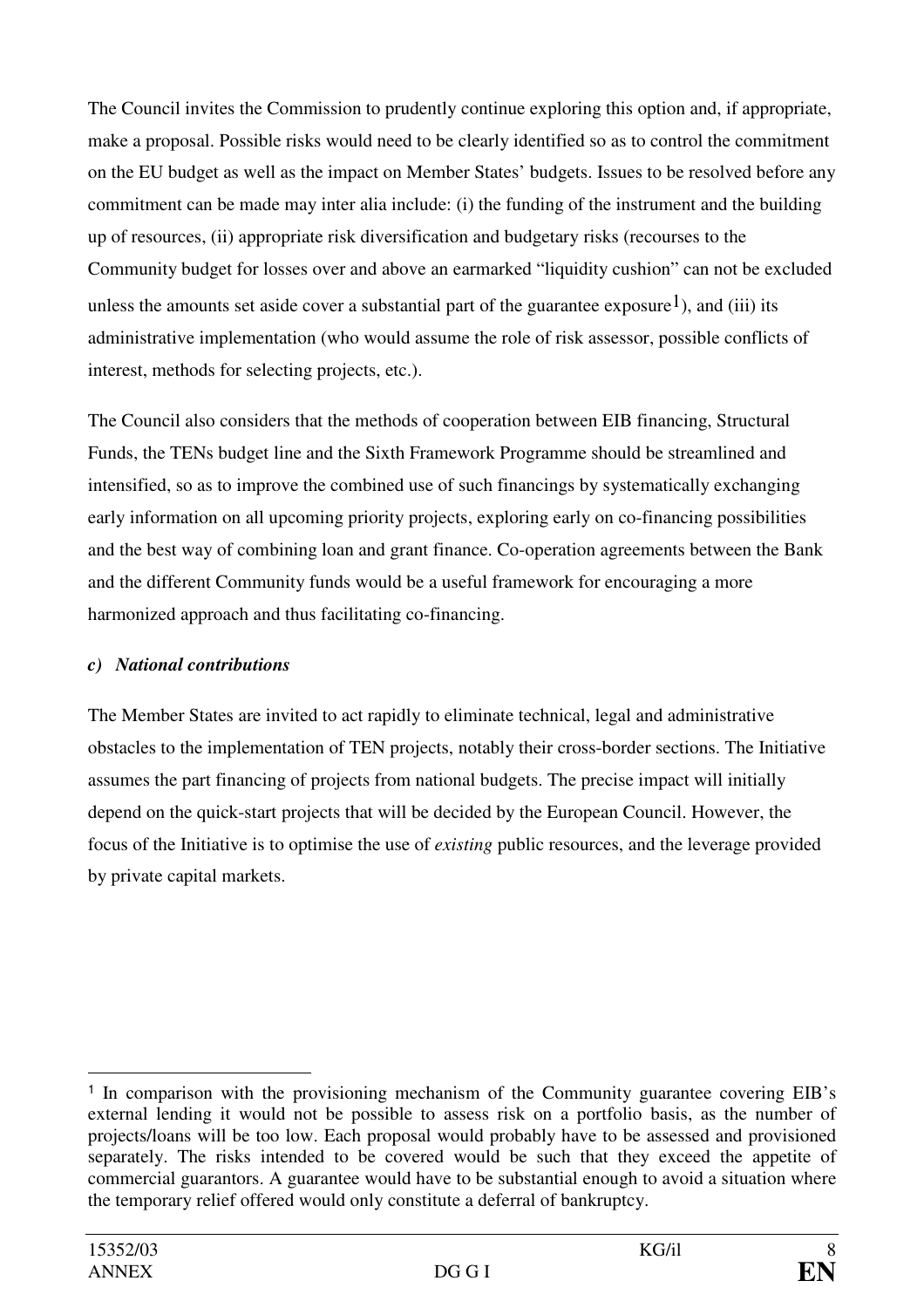The Council invites the Commission to prudently continue exploring this option and, if appropriate, make a proposal. Possible risks would need to be clearly identified so as to control the commitment on the EU budget as well as the impact on Member States' budgets. Issues to be resolved before any commitment can be made may inter alia include: (i) the funding of the instrument and the building up of resources, (ii) appropriate risk diversification and budgetary risks (recourses to the Community budget for losses over and above an earmarked "liquidity cushion" can not be excluded unless the amounts set aside cover a substantial part of the guarantee exposure[1]), and (iii) its administrative implementation (who would assume the role of risk assessor, possible conflicts of interest, methods for selecting projects, etc.).

The Council also considers that the methods of cooperation between EIB financing, Structural Funds, the TENs budget line and the Sixth Framework Programme should be streamlined and intensified, so as to improve the combined use of such financings by systematically exchanging early information on all upcoming priority projects, exploring early on co-financing possibilities and the best way of combining loan and grant finance. Co-operation agreements between the Bank and the different Community funds would be a useful framework for encouraging a more harmonized approach and thus facilitating co-financing.

***c) National contributions***

The Member States are invited to act rapidly to eliminate technical, legal and administrative obstacles to the implementation of TEN projects, notably their cross-border sections. The Initiative assumes the part financing of projects from national budgets. The precise impact will initially depend on the quick-start projects that will be decided by the European Council. However, the focus of the Initiative is to optimise the use of *existing* public resources, and the leverage provided by private capital markets.

---

[1] In comparison with the provisioning mechanism of the Community guarantee covering EIB's external lending it would not be possible to assess risk on a portfolio basis, as the number of projects/loans will be too low. Each proposal would probably have to be assessed and provisioned separately. The risks intended to be covered would be such that they exceed the appetite of commercial guarantors. A guarantee would have to be substantial enough to avoid a situation where the temporary relief offered would only constitute a deferral of bankruptcy.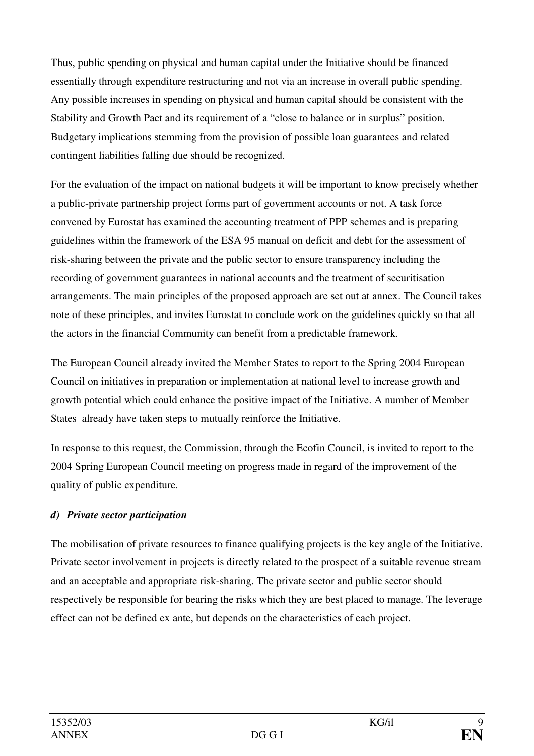Thus, public spending on physical and human capital under the Initiative should be financed essentially through expenditure restructuring and not via an increase in overall public spending. Any possible increases in spending on physical and human capital should be consistent with the Stability and Growth Pact and its requirement of a "close to balance or in surplus" position. Budgetary implications stemming from the provision of possible loan guarantees and related contingent liabilities falling due should be recognized.

For the evaluation of the impact on national budgets it will be important to know precisely whether a public-private partnership project forms part of government accounts or not. A task force convened by Eurostat has examined the accounting treatment of PPP schemes and is preparing guidelines within the framework of the ESA 95 manual on deficit and debt for the assessment of risk-sharing between the private and the public sector to ensure transparency including the recording of government guarantees in national accounts and the treatment of securitisation arrangements. The main principles of the proposed approach are set out at annex. The Council takes note of these principles, and invites Eurostat to conclude work on the guidelines quickly so that all the actors in the financial Community can benefit from a predictable framework.

The European Council already invited the Member States to report to the Spring 2004 European Council on initiatives in preparation or implementation at national level to increase growth and growth potential which could enhance the positive impact of the Initiative. A number of Member States already have taken steps to mutually reinforce the Initiative.

In response to this request, the Commission, through the Ecofin Council, is invited to report to the 2004 Spring European Council meeting on progress made in regard of the improvement of the quality of public expenditure.

***d) Private sector participation***

The mobilisation of private resources to finance qualifying projects is the key angle of the Initiative. Private sector involvement in projects is directly related to the prospect of a suitable revenue stream and an acceptable and appropriate risk-sharing. The private sector and public sector should respectively be responsible for bearing the risks which they are best placed to manage. The leverage effect can not be defined ex ante, but depends on the characteristics of each project.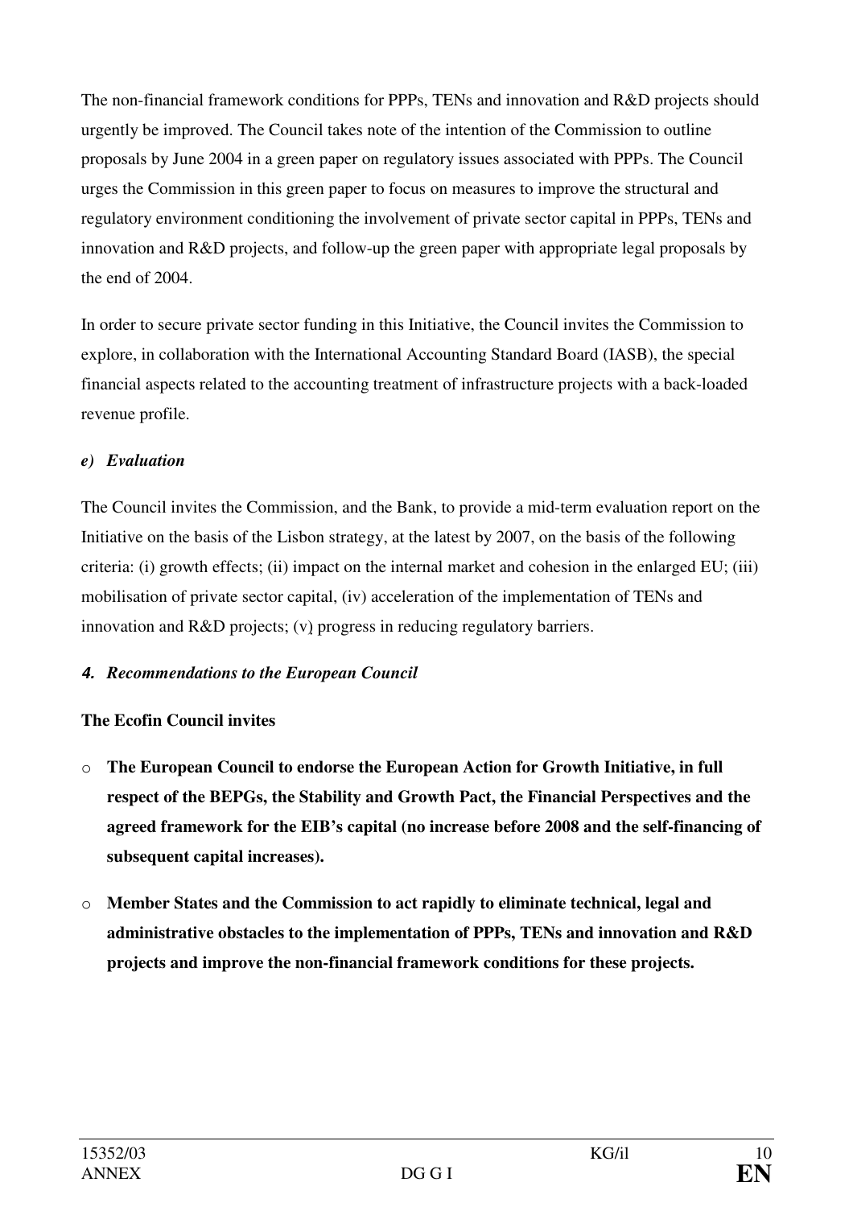The non-financial framework conditions for PPPs, TENs and innovation and R&D projects should urgently be improved. The Council takes note of the intention of the Commission to outline proposals by June 2004 in a green paper on regulatory issues associated with PPPs. The Council urges the Commission in this green paper to focus on measures to improve the structural and regulatory environment conditioning the involvement of private sector capital in PPPs, TENs and innovation and R&D projects, and follow-up the green paper with appropriate legal proposals by the end of 2004.

In order to secure private sector funding in this Initiative, the Council invites the Commission to explore, in collaboration with the International Accounting Standard Board (IASB), the special financial aspects related to the accounting treatment of infrastructure projects with a back-loaded revenue profile.

***e) Evaluation***

The Council invites the Commission, and the Bank, to provide a mid-term evaluation report on the Initiative on the basis of the Lisbon strategy, at the latest by 2007, on the basis of the following criteria: (i) growth effects; (ii) impact on the internal market and cohesion in the enlarged EU; (iii) mobilisation of private sector capital, (iv) acceleration of the implementation of TENs and innovation and R&D projects; (v) progress in reducing regulatory barriers.

***4. Recommendations to the European Council***

**The Ecofin Council invites**

- **The European Council to endorse the European Action for Growth Initiative, in full respect of the BEPGs, the Stability and Growth Pact, the Financial Perspectives and the agreed framework for the EIB's capital (no increase before 2008 and the self-financing of subsequent capital increases).**
- **Member States and the Commission to act rapidly to eliminate technical, legal and administrative obstacles to the implementation of PPPs, TENs and innovation and R&D projects and improve the non-financial framework conditions for these projects.**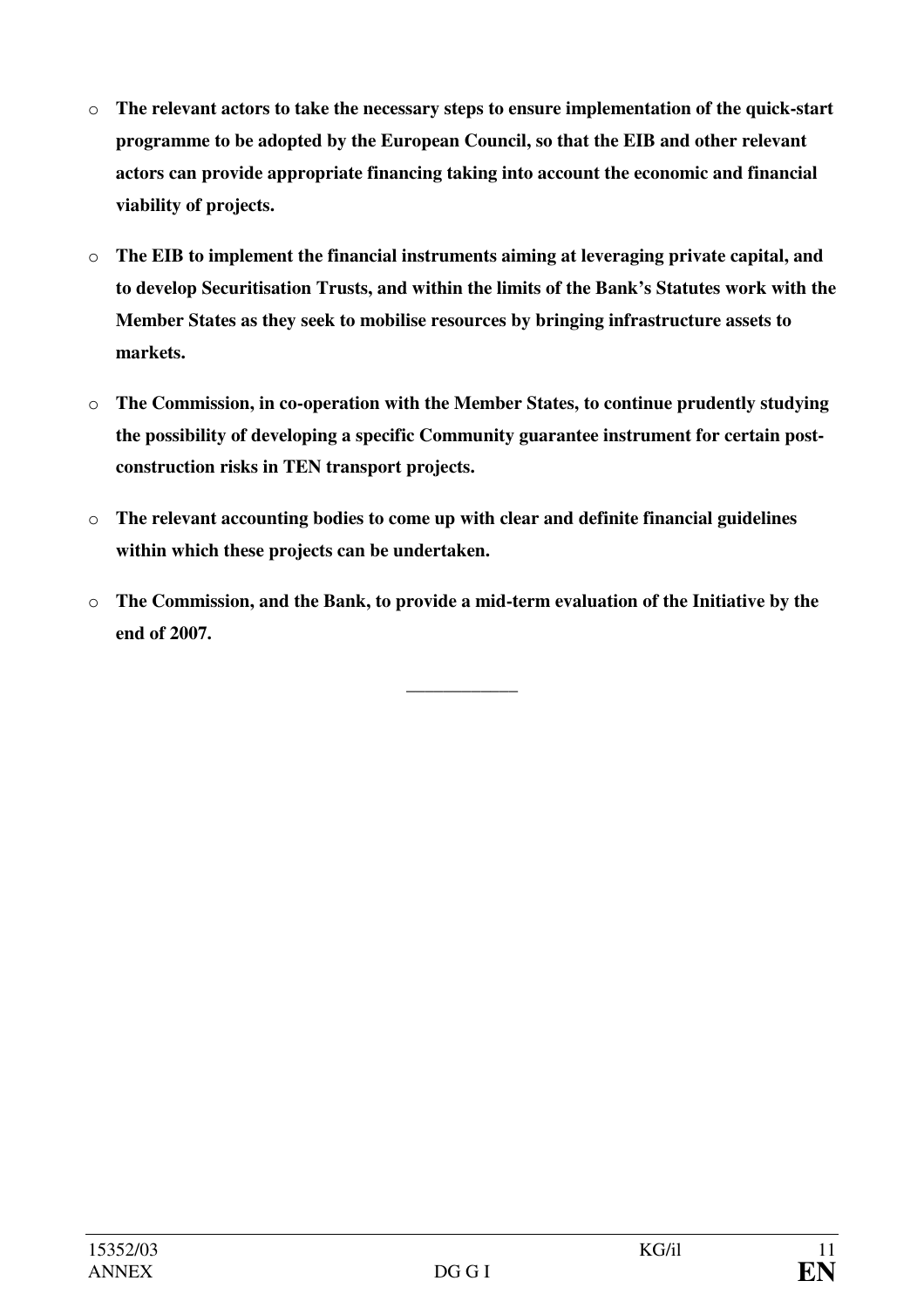- **The relevant actors to take the necessary steps to ensure implementation of the quick-start programme to be adopted by the European Council, so that the EIB and other relevant actors can provide appropriate financing taking into account the economic and financial viability of projects.**

- **The EIB to implement the financial instruments aiming at leveraging private capital, and to develop Securitisation Trusts, and within the limits of the Bank's Statutes work with the Member States as they seek to mobilise resources by bringing infrastructure assets to markets.**

- **The Commission, in co-operation with the Member States, to continue prudently studying the possibility of developing a specific Community guarantee instrument for certain post-construction risks in TEN transport projects.**

- **The relevant accounting bodies to come up with clear and definite financial guidelines within which these projects can be undertaken.**

- **The Commission, and the Bank, to provide a mid-term evaluation of the Initiative by the end of 2007.**

___________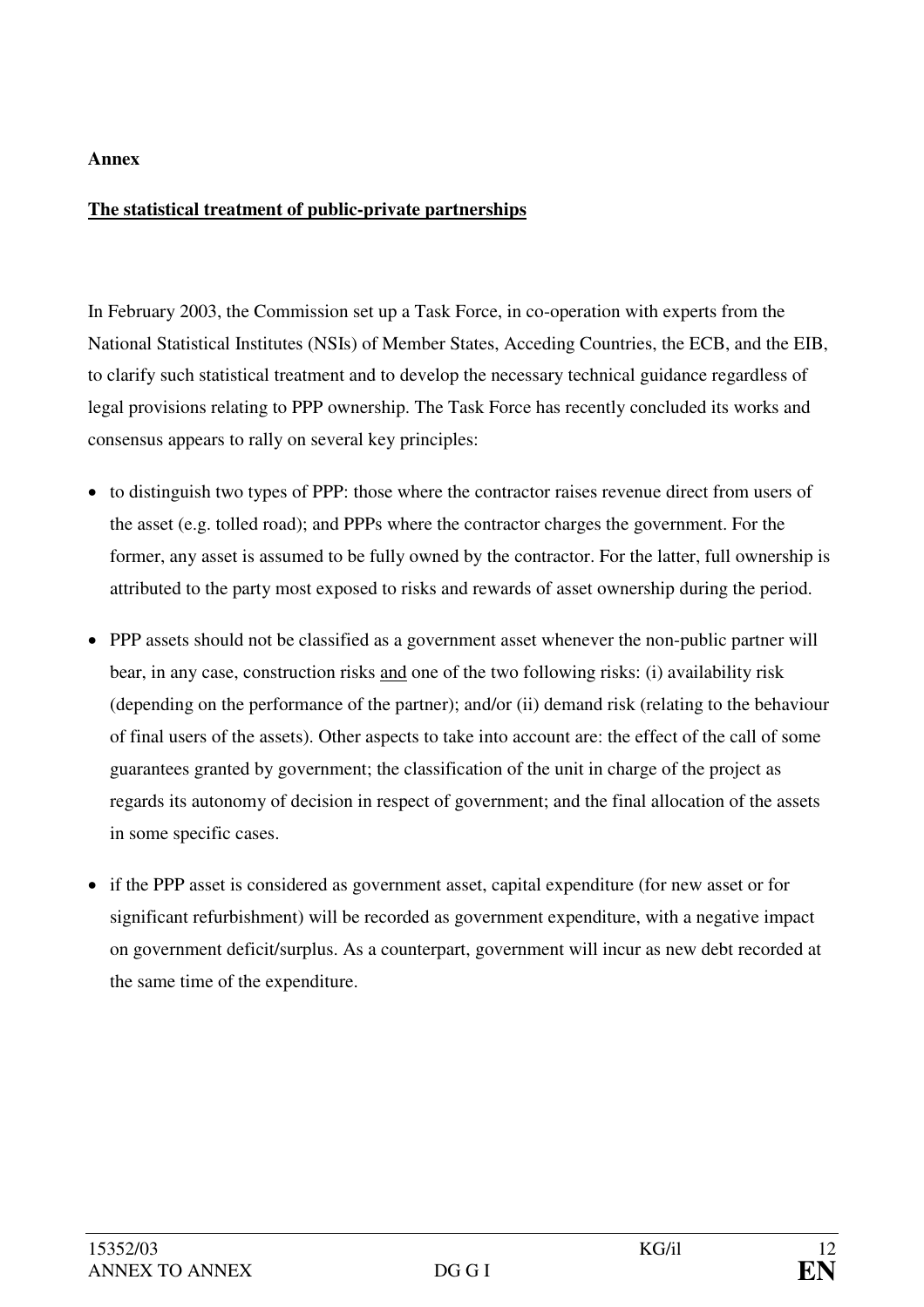**Annex**

**<u>The statistical treatment of public-private partnerships</u>**

In February 2003, the Commission set up a Task Force, in co-operation with experts from the National Statistical Institutes (NSIs) of Member States, Acceding Countries, the ECB, and the EIB, to clarify such statistical treatment and to develop the necessary technical guidance regardless of legal provisions relating to PPP ownership. The Task Force has recently concluded its works and consensus appears to rally on several key principles:

- to distinguish two types of PPP: those where the contractor raises revenue direct from users of the asset (e.g. tolled road); and PPPs where the contractor charges the government. For the former, any asset is assumed to be fully owned by the contractor. For the latter, full ownership is attributed to the party most exposed to risks and rewards of asset ownership during the period.
- PPP assets should not be classified as a government asset whenever the non-public partner will bear, in any case, construction risks <u>and</u> one of the two following risks: (i) availability risk (depending on the performance of the partner); and/or (ii) demand risk (relating to the behaviour of final users of the assets). Other aspects to take into account are: the effect of the call of some guarantees granted by government; the classification of the unit in charge of the project as regards its autonomy of decision in respect of government; and the final allocation of the assets in some specific cases.
- if the PPP asset is considered as government asset, capital expenditure (for new asset or for significant refurbishment) will be recorded as government expenditure, with a negative impact on government deficit/surplus. As a counterpart, government will incur as new debt recorded at the same time of the expenditure.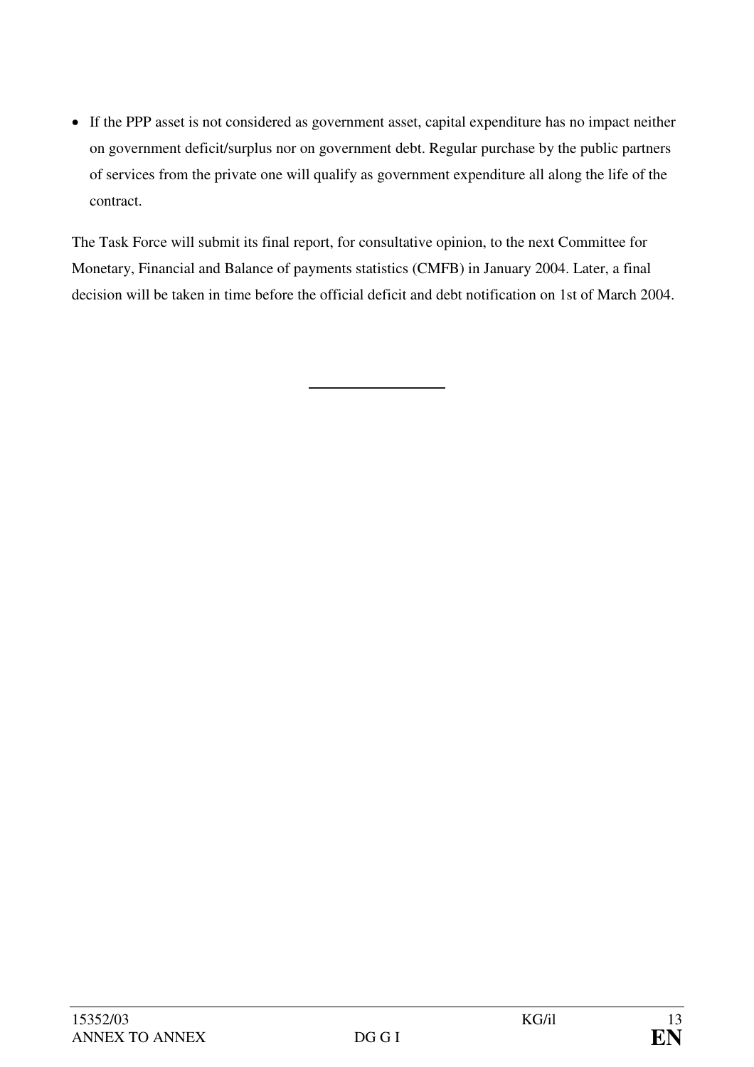- If the PPP asset is not considered as government asset, capital expenditure has no impact neither on government deficit/surplus nor on government debt. Regular purchase by the public partners of services from the private one will qualify as government expenditure all along the life of the contract.

The Task Force will submit its final report, for consultative opinion, to the next Committee for Monetary, Financial and Balance of payments statistics (CMFB) in January 2004. Later, a final decision will be taken in time before the official deficit and debt notification on 1st of March 2004.